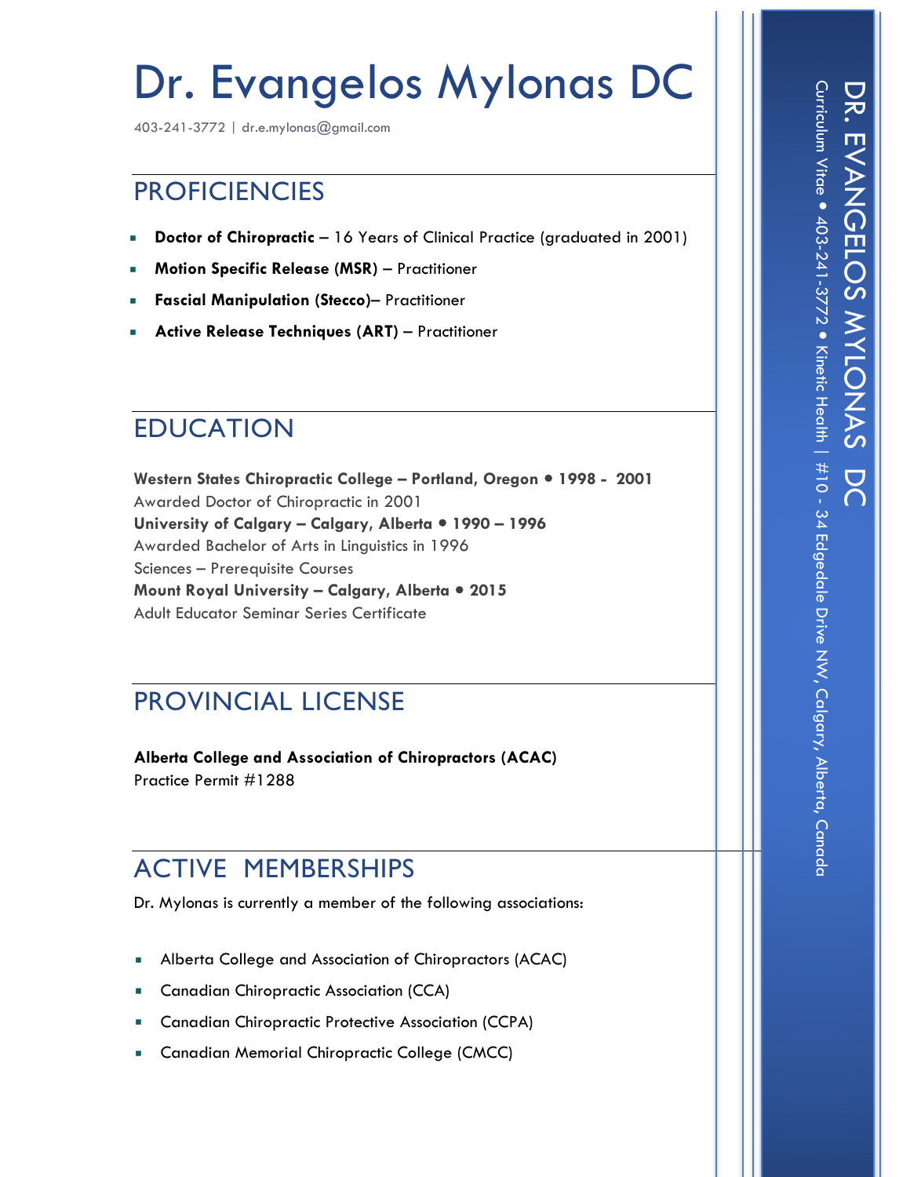# Dr. Evangelos Mylonas DC

403-241-3772 | dr.e.mylonas@gmail.com

## PROFICIENCIES

- **Doctor of Chiropractic** – 16 Years of Clinical Practice (graduated in 2001)
- **Motion Specific Release (MSR)** – Practitioner
- **Fascial Manipulation (Stecco)**– Practitioner
- **Active Release Techniques (ART)** – Practitioner

## EDUCATION

**Western States Chiropractic College – Portland, Oregon • 1998 - 2001**
Awarded Doctor of Chiropractic in 2001
**University of Calgary – Calgary, Alberta • 1990 – 1996**
Awarded Bachelor of Arts in Linguistics in 1996
Sciences – Prerequisite Courses
**Mount Royal University – Calgary, Alberta • 2015**
Adult Educator Seminar Series Certificate

## PROVINCIAL LICENSE

**Alberta College and Association of Chiropractors (ACAC)**
Practice Permit #1288

## ACTIVE MEMBERSHIPS

Dr. Mylonas is currently a member of the following associations:

- Alberta College and Association of Chiropractors (ACAC)
- Canadian Chiropractic Association (CCA)
- Canadian Chiropractic Protective Association (CCPA)
- Canadian Memorial Chiropractic College (CMCC)

DR. EVANGELOS MYLONAS DC

Curriculum Vitae • 403-241-3772 • Kinetic Health | #10 - 34 Edgedale Drive NW, Calgary, Alberta, Canada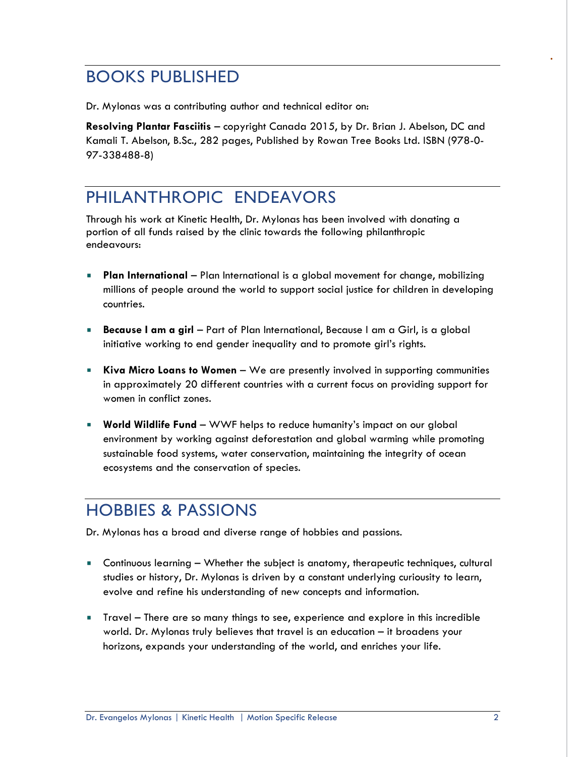## BOOKS PUBLISHED

Dr. Mylonas was a contributing author and technical editor on:

**Resolving Plantar Fasciitis** – copyright Canada 2015, by Dr. Brian J. Abelson, DC and Kamali T. Abelson, B.Sc., 282 pages, Published by Rowan Tree Books Ltd. ISBN (978-0-97-338488-8)

## PHILANTHROPIC ENDEAVORS

Through his work at Kinetic Health, Dr. Mylonas has been involved with donating a portion of all funds raised by the clinic towards the following philanthropic endeavours:

- **Plan International** – Plan International is a global movement for change, mobilizing millions of people around the world to support social justice for children in developing countries.
- **Because I am a girl** – Part of Plan International, Because I am a Girl, is a global initiative working to end gender inequality and to promote girl's rights.
- **Kiva Micro Loans to Women** – We are presently involved in supporting communities in approximately 20 different countries with a current focus on providing support for women in conflict zones.
- **World Wildlife Fund** – WWF helps to reduce humanity's impact on our global environment by working against deforestation and global warming while promoting sustainable food systems, water conservation, maintaining the integrity of ocean ecosystems and the conservation of species.

## HOBBIES & PASSIONS

Dr. Mylonas has a broad and diverse range of hobbies and passions.

- Continuous learning – Whether the subject is anatomy, therapeutic techniques, cultural studies or history, Dr. Mylonas is driven by a constant underlying curiousity to learn, evolve and refine his understanding of new concepts and information.
- Travel – There are so many things to see, experience and explore in this incredible world. Dr. Mylonas truly believes that travel is an education – it broadens your horizons, expands your understanding of the world, and enriches your life.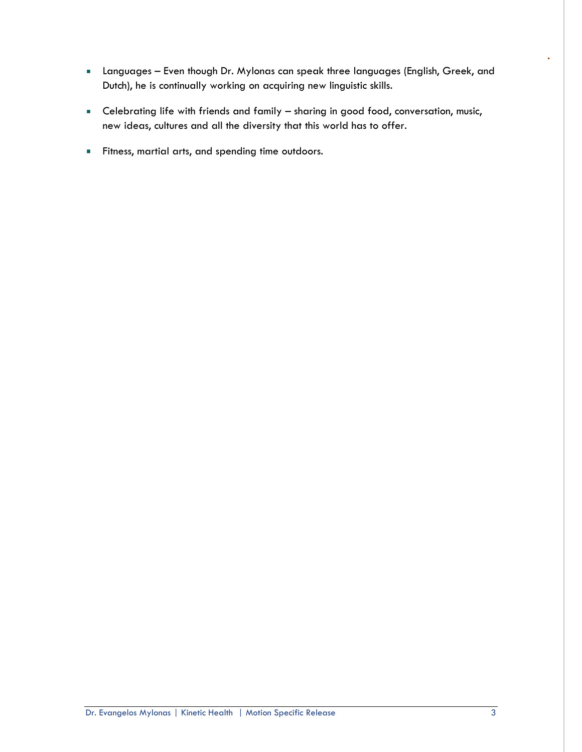- Languages – Even though Dr. Mylonas can speak three languages (English, Greek, and Dutch), he is continually working on acquiring new linguistic skills.
- Celebrating life with friends and family – sharing in good food, conversation, music, new ideas, cultures and all the diversity that this world has to offer.
- Fitness, martial arts, and spending time outdoors.